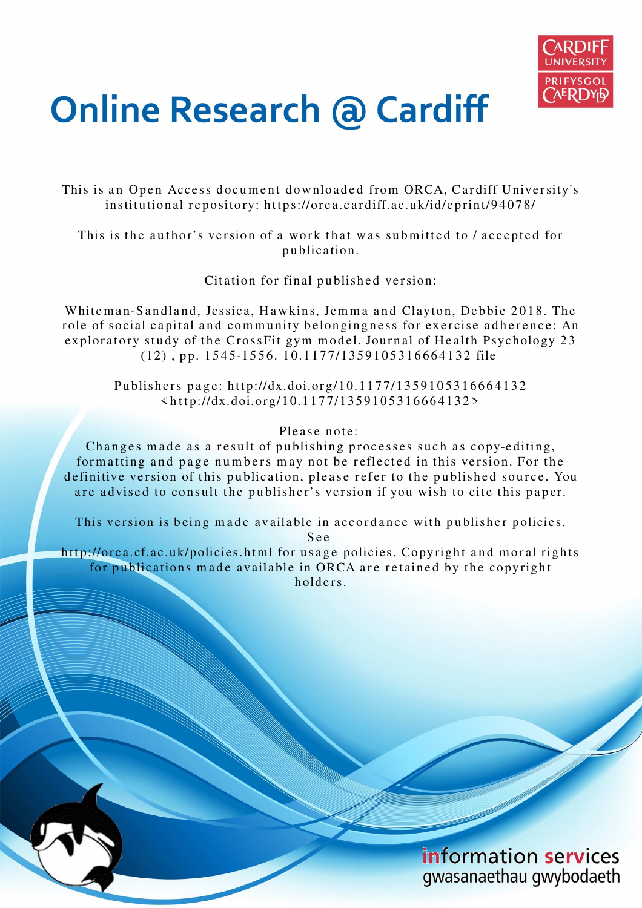# Online Research @ Cardiff

This is an Open Access document downloaded from ORCA, Cardiff University's institutional repository: https://orca.cardiff.ac.uk/id/eprint/94078/

This is the author's version of a work that was submitted to / accepted for publication.

Citation for final published version:

Whiteman-Sandland, Jessica, Hawkins, Jemma and Clayton, Debbie 2018. The role of social capital and community belongingness for exercise adherence: An exploratory study of the CrossFit gym model. Journal of Health Psychology 23 (12) , pp. 1545-1556. 10.1177/1359105316664132 file

Publishers page: http://dx.doi.org/10.1177/1359105316664132 <http://dx.doi.org/10.1177/1359105316664132>

Please note:
Changes made as a result of publishing processes such as copy-editing, formatting and page numbers may not be reflected in this version. For the definitive version of this publication, please refer to the published source. You are advised to consult the publisher's version if you wish to cite this paper.

This version is being made available in accordance with publisher policies. See http://orca.cf.ac.uk/policies.html for usage policies. Copyright and moral rights for publications made available in ORCA are retained by the copyright holders.

information services
gwasanaethau gwybodaeth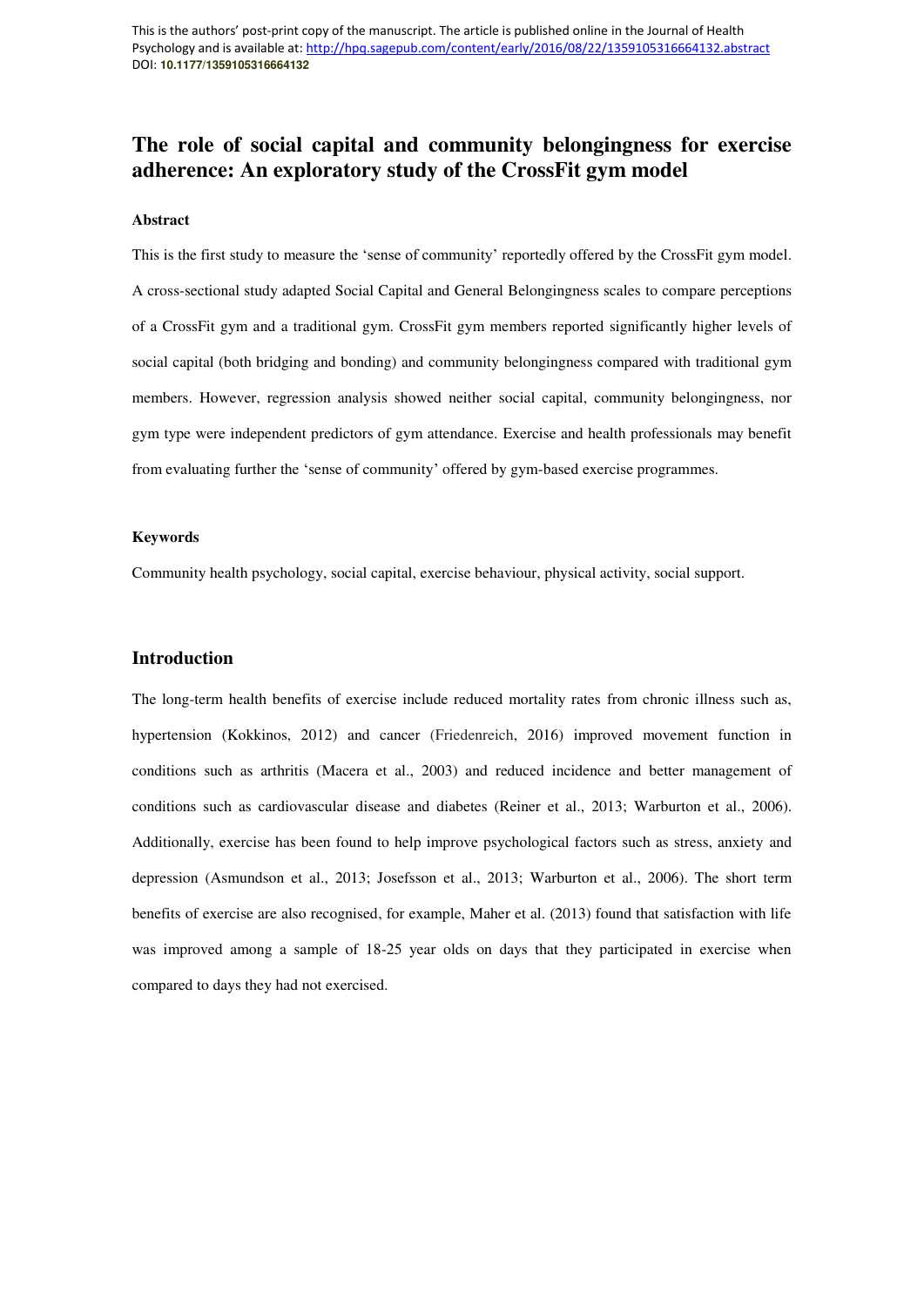# The role of social capital and community belongingness for exercise adherence: An exploratory study of the CrossFit gym model

**Abstract**

This is the first study to measure the 'sense of community' reportedly offered by the CrossFit gym model. A cross-sectional study adapted Social Capital and General Belongingness scales to compare perceptions of a CrossFit gym and a traditional gym. CrossFit gym members reported significantly higher levels of social capital (both bridging and bonding) and community belongingness compared with traditional gym members. However, regression analysis showed neither social capital, community belongingness, nor gym type were independent predictors of gym attendance. Exercise and health professionals may benefit from evaluating further the 'sense of community' offered by gym-based exercise programmes.

**Keywords**

Community health psychology, social capital, exercise behaviour, physical activity, social support.

## Introduction

The long-term health benefits of exercise include reduced mortality rates from chronic illness such as, hypertension (Kokkinos, 2012) and cancer (Friedenreich, 2016) improved movement function in conditions such as arthritis (Macera et al., 2003) and reduced incidence and better management of conditions such as cardiovascular disease and diabetes (Reiner et al., 2013; Warburton et al., 2006). Additionally, exercise has been found to help improve psychological factors such as stress, anxiety and depression (Asmundson et al., 2013; Josefsson et al., 2013; Warburton et al., 2006). The short term benefits of exercise are also recognised, for example, Maher et al. (2013) found that satisfaction with life was improved among a sample of 18-25 year olds on days that they participated in exercise when compared to days they had not exercised.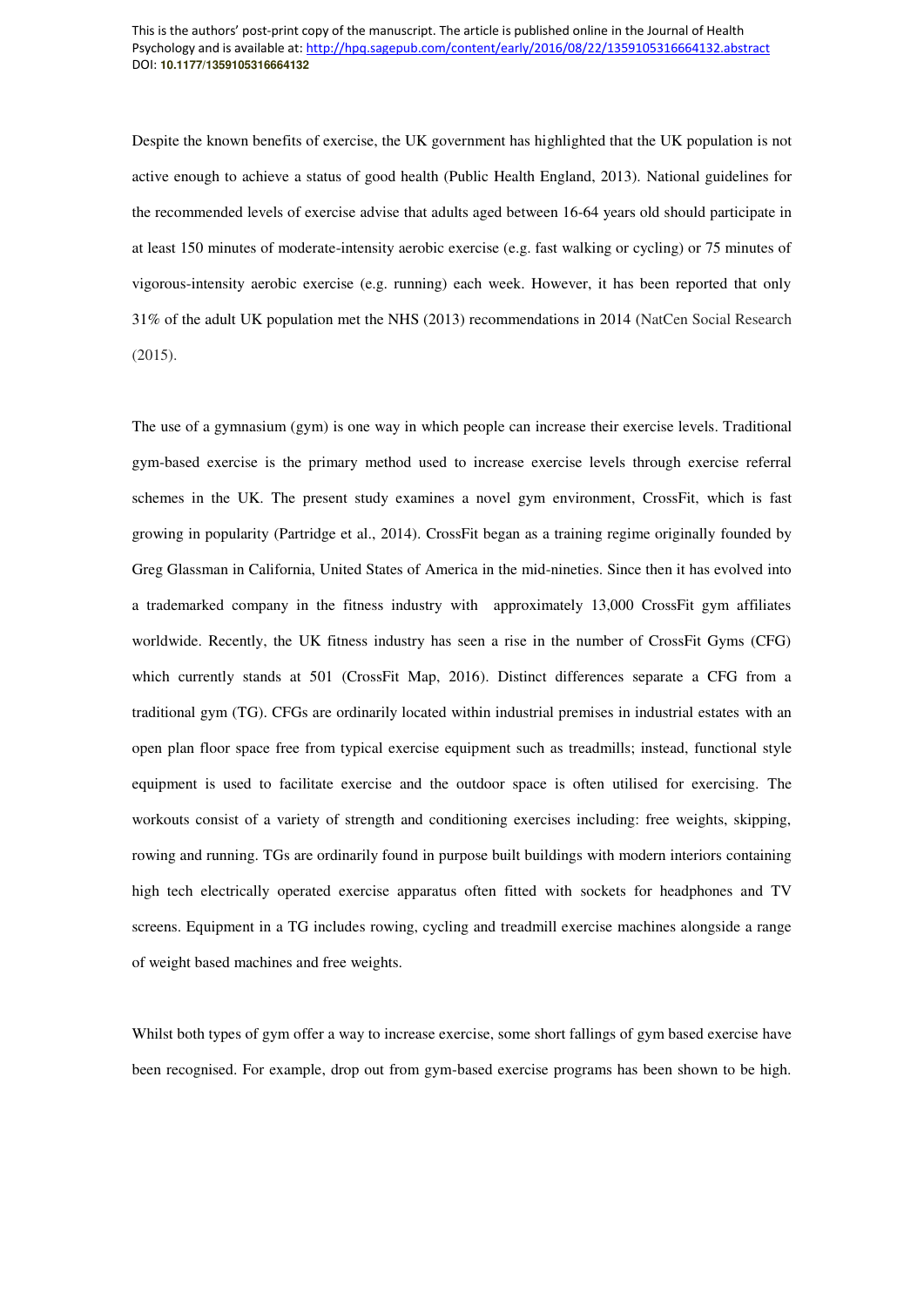Despite the known benefits of exercise, the UK government has highlighted that the UK population is not active enough to achieve a status of good health (Public Health England, 2013). National guidelines for the recommended levels of exercise advise that adults aged between 16-64 years old should participate in at least 150 minutes of moderate-intensity aerobic exercise (e.g. fast walking or cycling) or 75 minutes of vigorous-intensity aerobic exercise (e.g. running) each week. However, it has been reported that only 31% of the adult UK population met the NHS (2013) recommendations in 2014 (NatCen Social Research (2015).

The use of a gymnasium (gym) is one way in which people can increase their exercise levels. Traditional gym-based exercise is the primary method used to increase exercise levels through exercise referral schemes in the UK. The present study examines a novel gym environment, CrossFit, which is fast growing in popularity (Partridge et al., 2014). CrossFit began as a training regime originally founded by Greg Glassman in California, United States of America in the mid-nineties. Since then it has evolved into a trademarked company in the fitness industry with approximately 13,000 CrossFit gym affiliates worldwide. Recently, the UK fitness industry has seen a rise in the number of CrossFit Gyms (CFG) which currently stands at 501 (CrossFit Map, 2016). Distinct differences separate a CFG from a traditional gym (TG). CFGs are ordinarily located within industrial premises in industrial estates with an open plan floor space free from typical exercise equipment such as treadmills; instead, functional style equipment is used to facilitate exercise and the outdoor space is often utilised for exercising. The workouts consist of a variety of strength and conditioning exercises including: free weights, skipping, rowing and running. TGs are ordinarily found in purpose built buildings with modern interiors containing high tech electrically operated exercise apparatus often fitted with sockets for headphones and TV screens. Equipment in a TG includes rowing, cycling and treadmill exercise machines alongside a range of weight based machines and free weights.

Whilst both types of gym offer a way to increase exercise, some short fallings of gym based exercise have been recognised. For example, drop out from gym-based exercise programs has been shown to be high.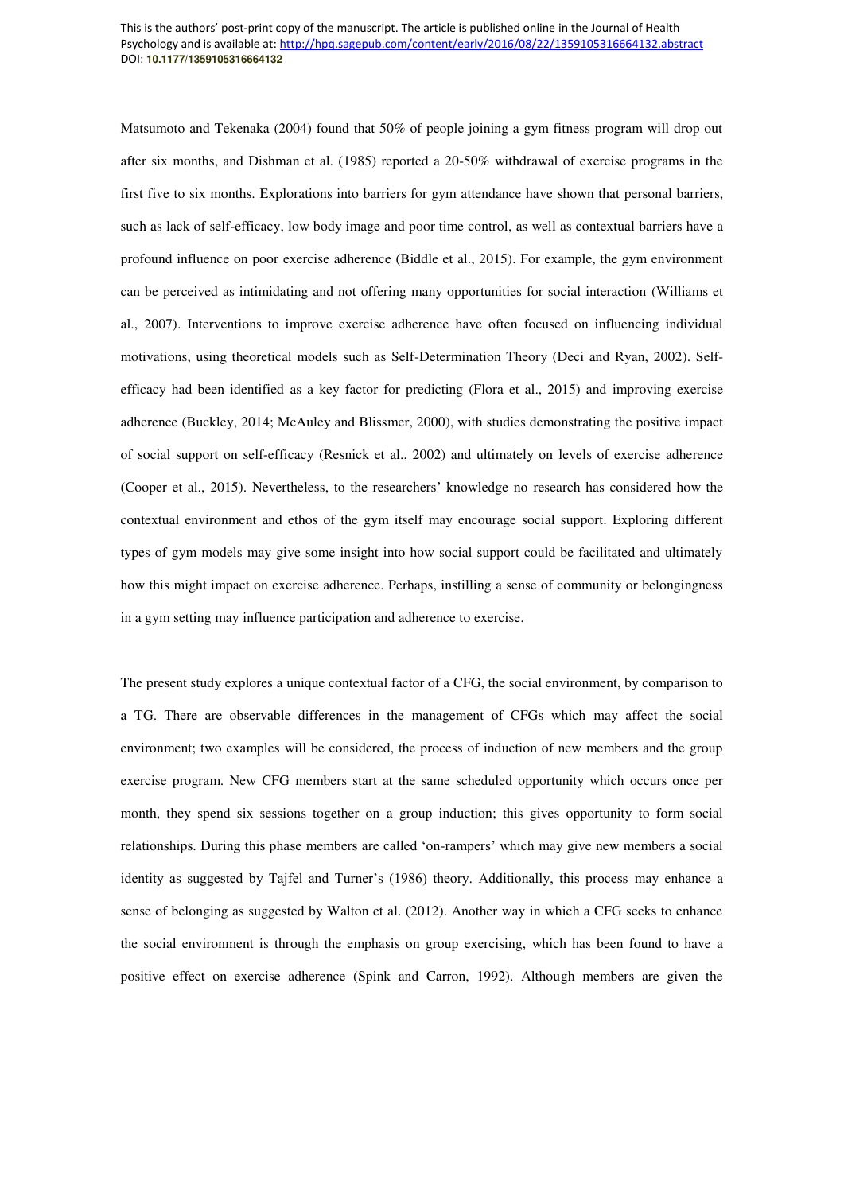Matsumoto and Tekenaka (2004) found that 50% of people joining a gym fitness program will drop out after six months, and Dishman et al. (1985) reported a 20-50% withdrawal of exercise programs in the first five to six months. Explorations into barriers for gym attendance have shown that personal barriers, such as lack of self-efficacy, low body image and poor time control, as well as contextual barriers have a profound influence on poor exercise adherence (Biddle et al., 2015). For example, the gym environment can be perceived as intimidating and not offering many opportunities for social interaction (Williams et al., 2007). Interventions to improve exercise adherence have often focused on influencing individual motivations, using theoretical models such as Self-Determination Theory (Deci and Ryan, 2002). Self-efficacy had been identified as a key factor for predicting (Flora et al., 2015) and improving exercise adherence (Buckley, 2014; McAuley and Blissmer, 2000), with studies demonstrating the positive impact of social support on self-efficacy (Resnick et al., 2002) and ultimately on levels of exercise adherence (Cooper et al., 2015). Nevertheless, to the researchers' knowledge no research has considered how the contextual environment and ethos of the gym itself may encourage social support. Exploring different types of gym models may give some insight into how social support could be facilitated and ultimately how this might impact on exercise adherence. Perhaps, instilling a sense of community or belongingness in a gym setting may influence participation and adherence to exercise.

The present study explores a unique contextual factor of a CFG, the social environment, by comparison to a TG. There are observable differences in the management of CFGs which may affect the social environment; two examples will be considered, the process of induction of new members and the group exercise program. New CFG members start at the same scheduled opportunity which occurs once per month, they spend six sessions together on a group induction; this gives opportunity to form social relationships. During this phase members are called 'on-rampers' which may give new members a social identity as suggested by Tajfel and Turner's (1986) theory. Additionally, this process may enhance a sense of belonging as suggested by Walton et al. (2012). Another way in which a CFG seeks to enhance the social environment is through the emphasis on group exercising, which has been found to have a positive effect on exercise adherence (Spink and Carron, 1992). Although members are given the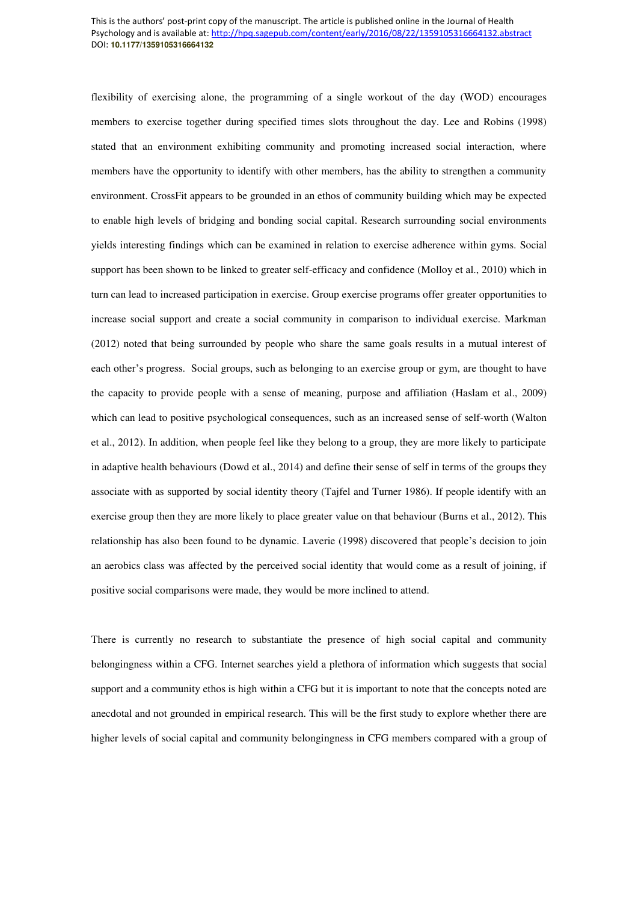flexibility of exercising alone, the programming of a single workout of the day (WOD) encourages members to exercise together during specified times slots throughout the day. Lee and Robins (1998) stated that an environment exhibiting community and promoting increased social interaction, where members have the opportunity to identify with other members, has the ability to strengthen a community environment. CrossFit appears to be grounded in an ethos of community building which may be expected to enable high levels of bridging and bonding social capital. Research surrounding social environments yields interesting findings which can be examined in relation to exercise adherence within gyms. Social support has been shown to be linked to greater self-efficacy and confidence (Molloy et al., 2010) which in turn can lead to increased participation in exercise. Group exercise programs offer greater opportunities to increase social support and create a social community in comparison to individual exercise. Markman (2012) noted that being surrounded by people who share the same goals results in a mutual interest of each other's progress. Social groups, such as belonging to an exercise group or gym, are thought to have the capacity to provide people with a sense of meaning, purpose and affiliation (Haslam et al., 2009) which can lead to positive psychological consequences, such as an increased sense of self-worth (Walton et al., 2012). In addition, when people feel like they belong to a group, they are more likely to participate in adaptive health behaviours (Dowd et al., 2014) and define their sense of self in terms of the groups they associate with as supported by social identity theory (Tajfel and Turner 1986). If people identify with an exercise group then they are more likely to place greater value on that behaviour (Burns et al., 2012). This relationship has also been found to be dynamic. Laverie (1998) discovered that people's decision to join an aerobics class was affected by the perceived social identity that would come as a result of joining, if positive social comparisons were made, they would be more inclined to attend.

There is currently no research to substantiate the presence of high social capital and community belongingness within a CFG. Internet searches yield a plethora of information which suggests that social support and a community ethos is high within a CFG but it is important to note that the concepts noted are anecdotal and not grounded in empirical research. This will be the first study to explore whether there are higher levels of social capital and community belongingness in CFG members compared with a group of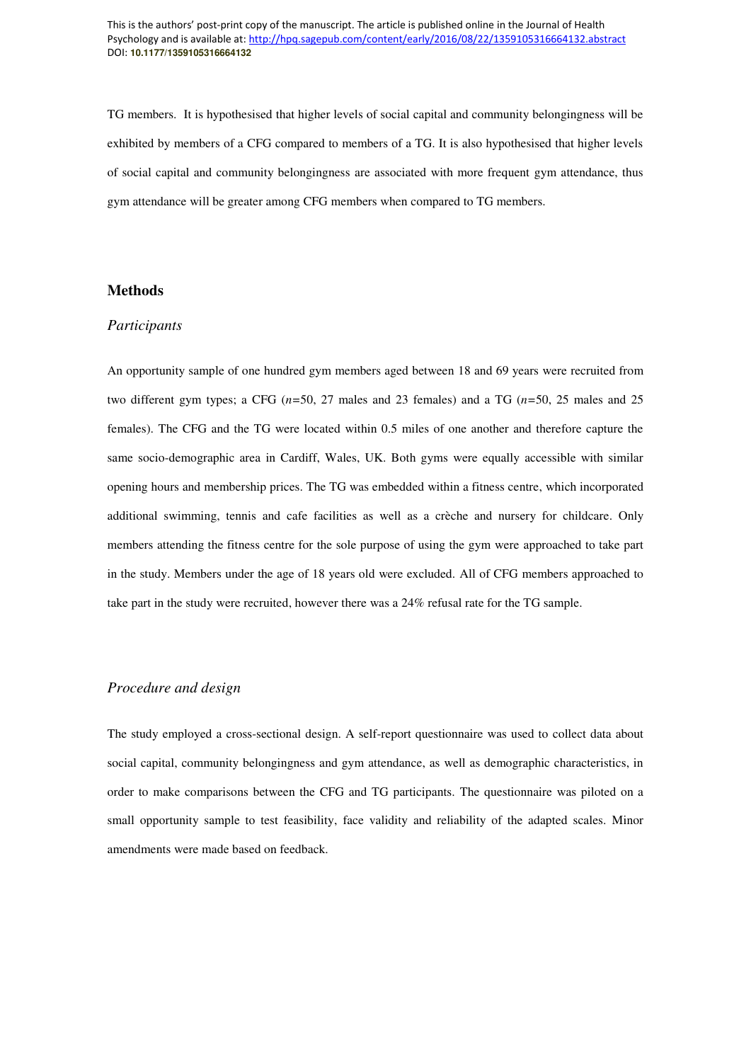TG members. It is hypothesised that higher levels of social capital and community belongingness will be exhibited by members of a CFG compared to members of a TG. It is also hypothesised that higher levels of social capital and community belongingness are associated with more frequent gym attendance, thus gym attendance will be greater among CFG members when compared to TG members.

## Methods

### *Participants*

An opportunity sample of one hundred gym members aged between 18 and 69 years were recruited from two different gym types; a CFG ($n$=50, 27 males and 23 females) and a TG ($n$=50, 25 males and 25 females). The CFG and the TG were located within 0.5 miles of one another and therefore capture the same socio-demographic area in Cardiff, Wales, UK. Both gyms were equally accessible with similar opening hours and membership prices. The TG was embedded within a fitness centre, which incorporated additional swimming, tennis and cafe facilities as well as a crèche and nursery for childcare. Only members attending the fitness centre for the sole purpose of using the gym were approached to take part in the study. Members under the age of 18 years old were excluded. All of CFG members approached to take part in the study were recruited, however there was a 24% refusal rate for the TG sample.

### *Procedure and design*

The study employed a cross-sectional design. A self-report questionnaire was used to collect data about social capital, community belongingness and gym attendance, as well as demographic characteristics, in order to make comparisons between the CFG and TG participants. The questionnaire was piloted on a small opportunity sample to test feasibility, face validity and reliability of the adapted scales. Minor amendments were made based on feedback.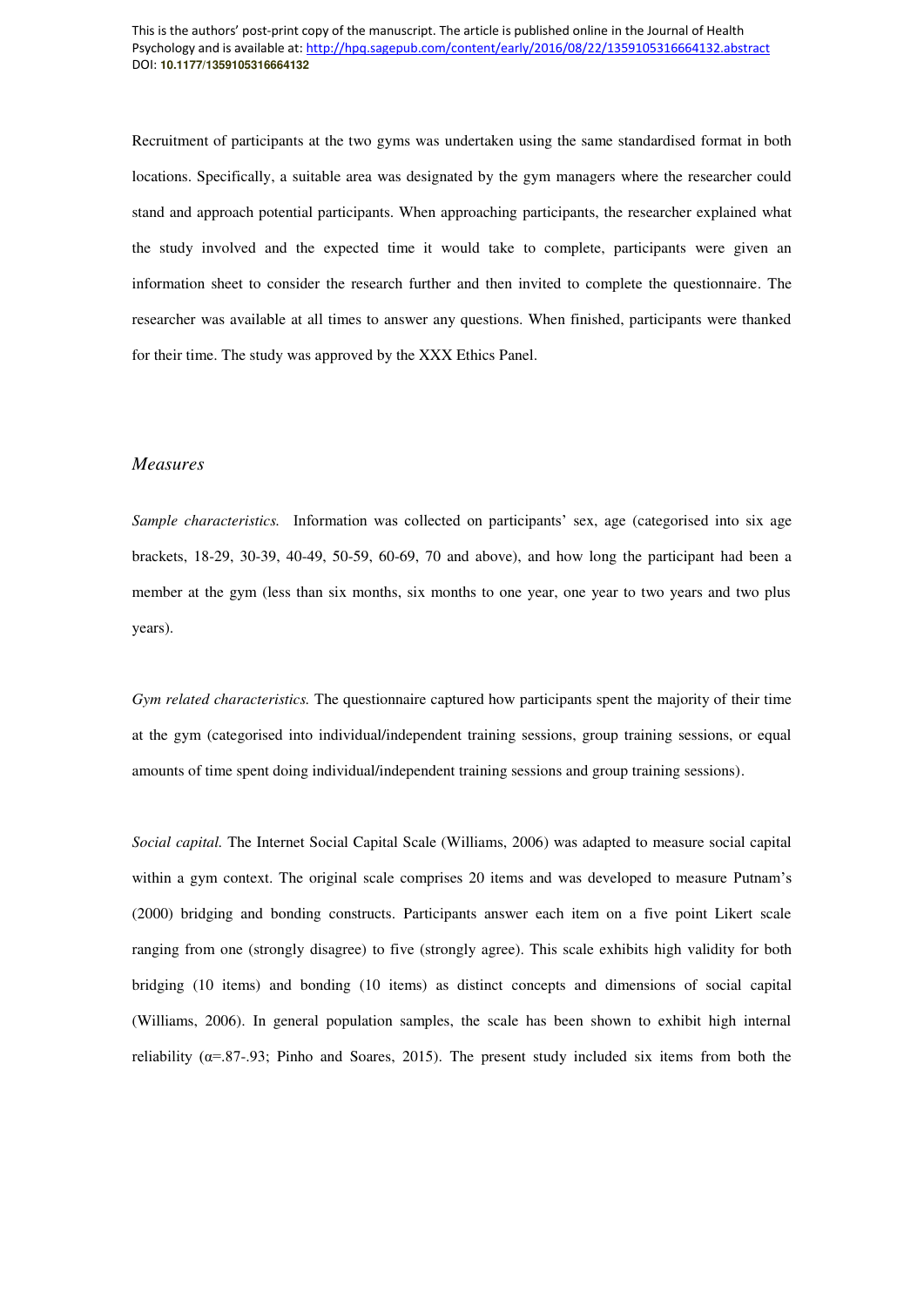Recruitment of participants at the two gyms was undertaken using the same standardised format in both locations. Specifically, a suitable area was designated by the gym managers where the researcher could stand and approach potential participants. When approaching participants, the researcher explained what the study involved and the expected time it would take to complete, participants were given an information sheet to consider the research further and then invited to complete the questionnaire. The researcher was available at all times to answer any questions. When finished, participants were thanked for their time. The study was approved by the XXX Ethics Panel.

### *Measures*

*Sample characteristics.* Information was collected on participants' sex, age (categorised into six age brackets, 18-29, 30-39, 40-49, 50-59, 60-69, 70 and above), and how long the participant had been a member at the gym (less than six months, six months to one year, one year to two years and two plus years).

*Gym related characteristics.* The questionnaire captured how participants spent the majority of their time at the gym (categorised into individual/independent training sessions, group training sessions, or equal amounts of time spent doing individual/independent training sessions and group training sessions).

*Social capital.* The Internet Social Capital Scale (Williams, 2006) was adapted to measure social capital within a gym context. The original scale comprises 20 items and was developed to measure Putnam's (2000) bridging and bonding constructs. Participants answer each item on a five point Likert scale ranging from one (strongly disagree) to five (strongly agree). This scale exhibits high validity for both bridging (10 items) and bonding (10 items) as distinct concepts and dimensions of social capital (Williams, 2006). In general population samples, the scale has been shown to exhibit high internal reliability ($\alpha$=.87-.93; Pinho and Soares, 2015). The present study included six items from both the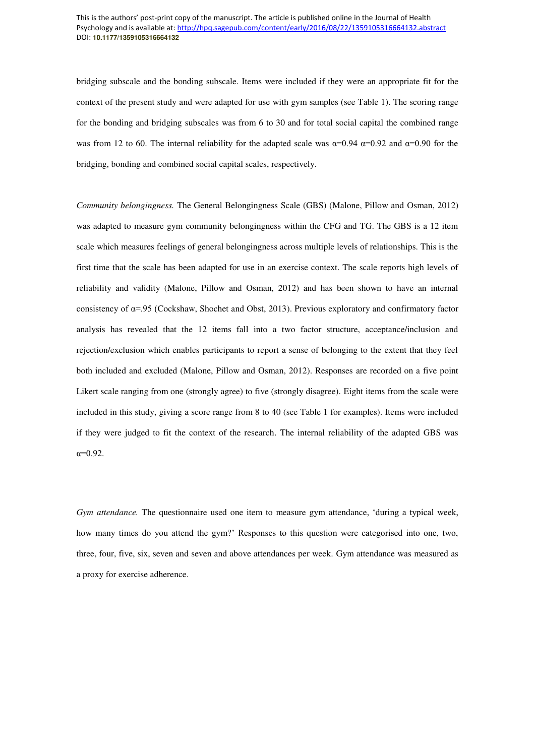bridging subscale and the bonding subscale. Items were included if they were an appropriate fit for the context of the present study and were adapted for use with gym samples (see Table 1). The scoring range for the bonding and bridging subscales was from 6 to 30 and for total social capital the combined range was from 12 to 60. The internal reliability for the adapted scale was $\alpha$=0.94 $\alpha$=0.92 and $\alpha$=0.90 for the bridging, bonding and combined social capital scales, respectively.

*Community belongingness.* The General Belongingness Scale (GBS) (Malone, Pillow and Osman, 2012) was adapted to measure gym community belongingness within the CFG and TG. The GBS is a 12 item scale which measures feelings of general belongingness across multiple levels of relationships. This is the first time that the scale has been adapted for use in an exercise context. The scale reports high levels of reliability and validity (Malone, Pillow and Osman, 2012) and has been shown to have an internal consistency of $\alpha$=.95 (Cockshaw, Shochet and Obst, 2013). Previous exploratory and confirmatory factor analysis has revealed that the 12 items fall into a two factor structure, acceptance/inclusion and rejection/exclusion which enables participants to report a sense of belonging to the extent that they feel both included and excluded (Malone, Pillow and Osman, 2012). Responses are recorded on a five point Likert scale ranging from one (strongly agree) to five (strongly disagree). Eight items from the scale were included in this study, giving a score range from 8 to 40 (see Table 1 for examples). Items were included if they were judged to fit the context of the research. The internal reliability of the adapted GBS was $\alpha$=0.92.

*Gym attendance.* The questionnaire used one item to measure gym attendance, 'during a typical week, how many times do you attend the gym?' Responses to this question were categorised into one, two, three, four, five, six, seven and seven and above attendances per week. Gym attendance was measured as a proxy for exercise adherence.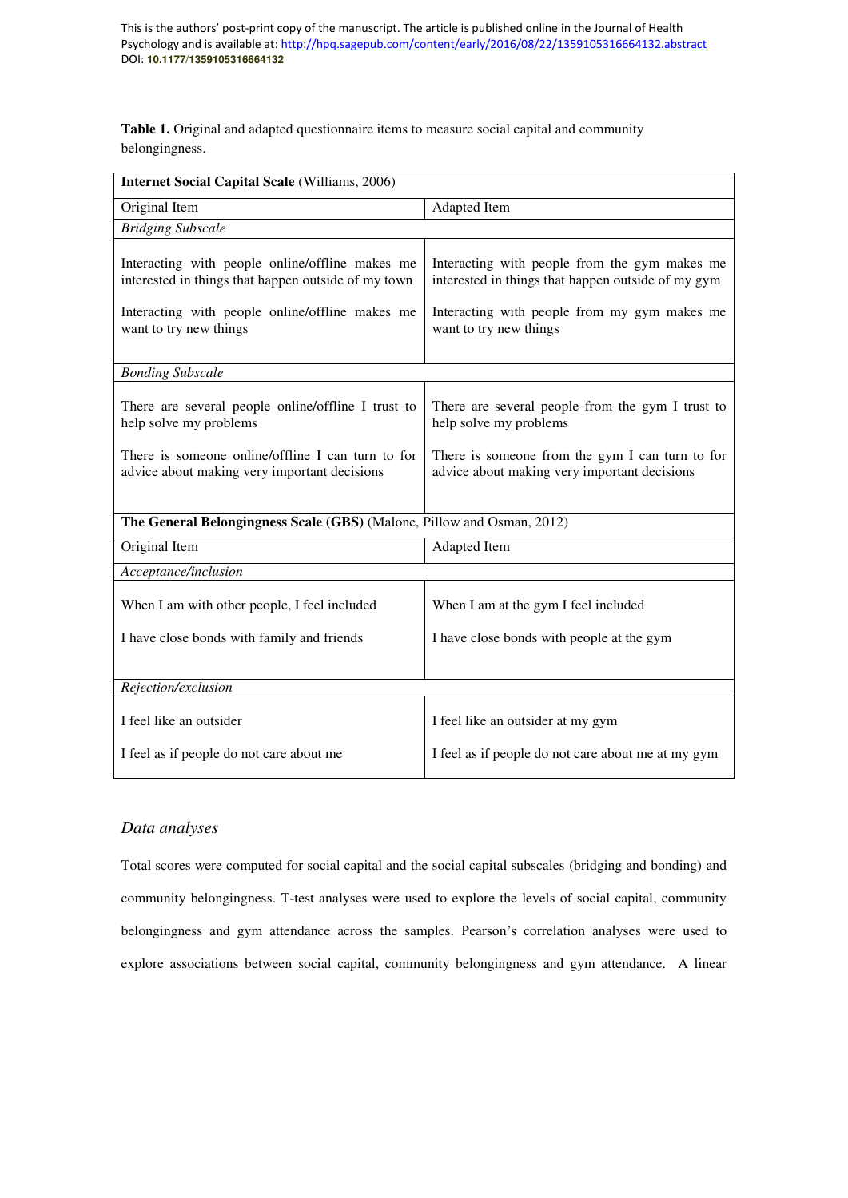**Table 1.** Original and adapted questionnaire items to measure social capital and community belongingness.

| **Internet Social Capital Scale** (Williams, 2006) | |
|---|---|
| Original Item | Adapted Item |
| *Bridging Subscale* | |
| Interacting with people online/offline makes me interested in things that happen outside of my town | Interacting with people from the gym makes me interested in things that happen outside of my gym |
| Interacting with people online/offline makes me want to try new things | Interacting with people from my gym makes me want to try new things |
| *Bonding Subscale* | |
| There are several people online/offline I trust to help solve my problems | There are several people from the gym I trust to help solve my problems |
| There is someone online/offline I can turn to for advice about making very important decisions | There is someone from the gym I can turn to for advice about making very important decisions |
| **The General Belongingness Scale (GBS)** (Malone, Pillow and Osman, 2012) | |
| Original Item | Adapted Item |
| *Acceptance/inclusion* | |
| When I am with other people, I feel included | When I am at the gym I feel included |
| I have close bonds with family and friends | I have close bonds with people at the gym |
| *Rejection/exclusion* | |
| I feel like an outsider | I feel like an outsider at my gym |
| I feel as if people do not care about me | I feel as if people do not care about me at my gym |

### *Data analyses*

Total scores were computed for social capital and the social capital subscales (bridging and bonding) and community belongingness. T-test analyses were used to explore the levels of social capital, community belongingness and gym attendance across the samples. Pearson's correlation analyses were used to explore associations between social capital, community belongingness and gym attendance. A linear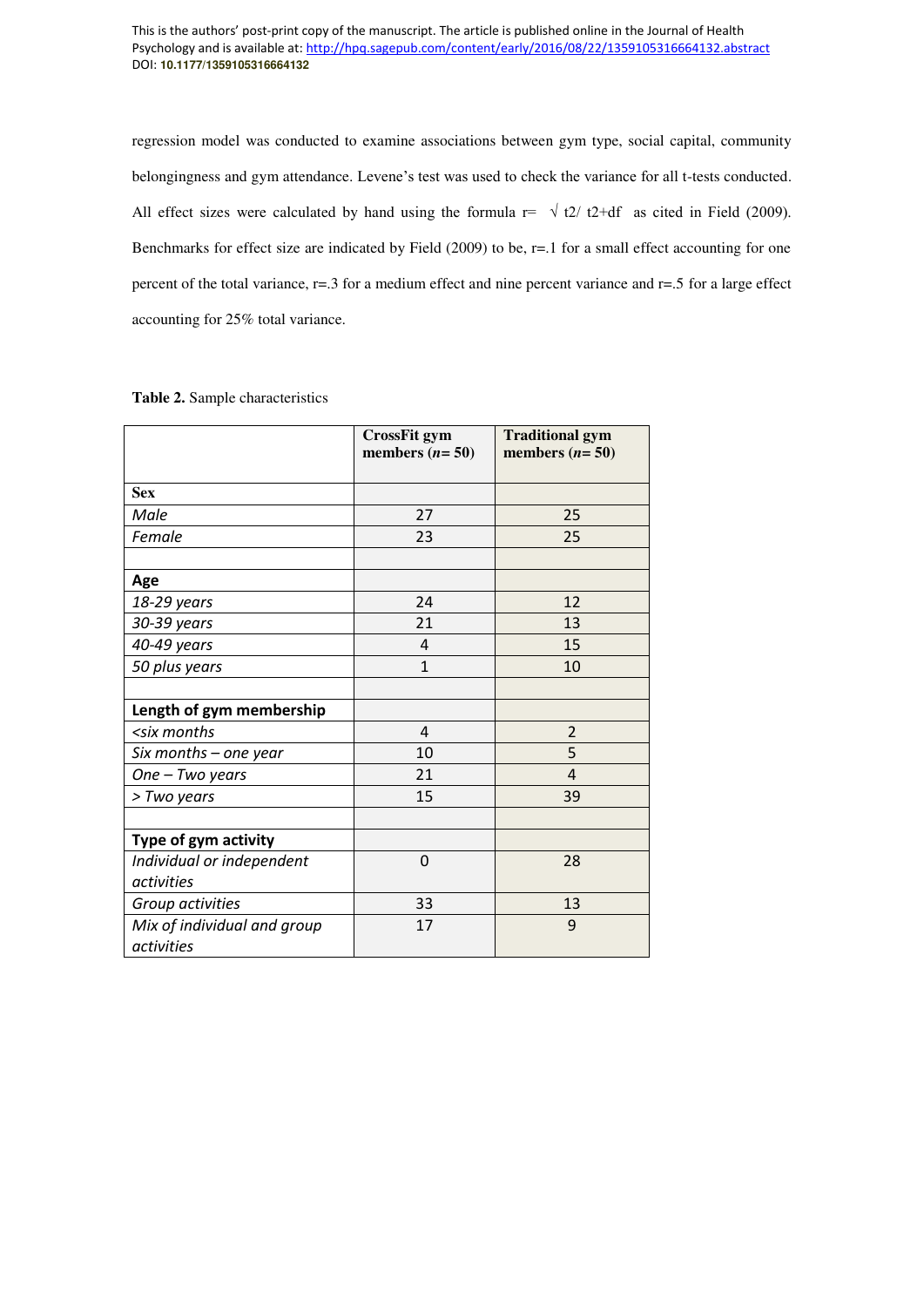regression model was conducted to examine associations between gym type, social capital, community belongingness and gym attendance. Levene's test was used to check the variance for all t-tests conducted. All effect sizes were calculated by hand using the formula $r = \sqrt{t^2 / t^2 + df}$ as cited in Field (2009). Benchmarks for effect size are indicated by Field (2009) to be, r=.1 for a small effect accounting for one percent of the total variance, r=.3 for a medium effect and nine percent variance and r=.5 for a large effect accounting for 25% total variance.

**Table 2.** Sample characteristics

| | **CrossFit gym members (*n*= 50)** | **Traditional gym members (*n*= 50)** |
|---|---|---|
| **Sex** | | |
| *Male* | 27 | 25 |
| *Female* | 23 | 25 |
| | | |
| **Age** | | |
| *18-29 years* | 24 | 12 |
| *30-39 years* | 21 | 13 |
| *40-49 years* | 4 | 15 |
| *50 plus years* | 1 | 10 |
| | | |
| **Length of gym membership** | | |
| *<six months* | 4 | 2 |
| *Six months – one year* | 10 | 5 |
| *One – Two years* | 21 | 4 |
| *> Two years* | 15 | 39 |
| | | |
| **Type of gym activity** | | |
| *Individual or independent activities* | 0 | 28 |
| *Group activities* | 33 | 13 |
| *Mix of individual and group activities* | 17 | 9 |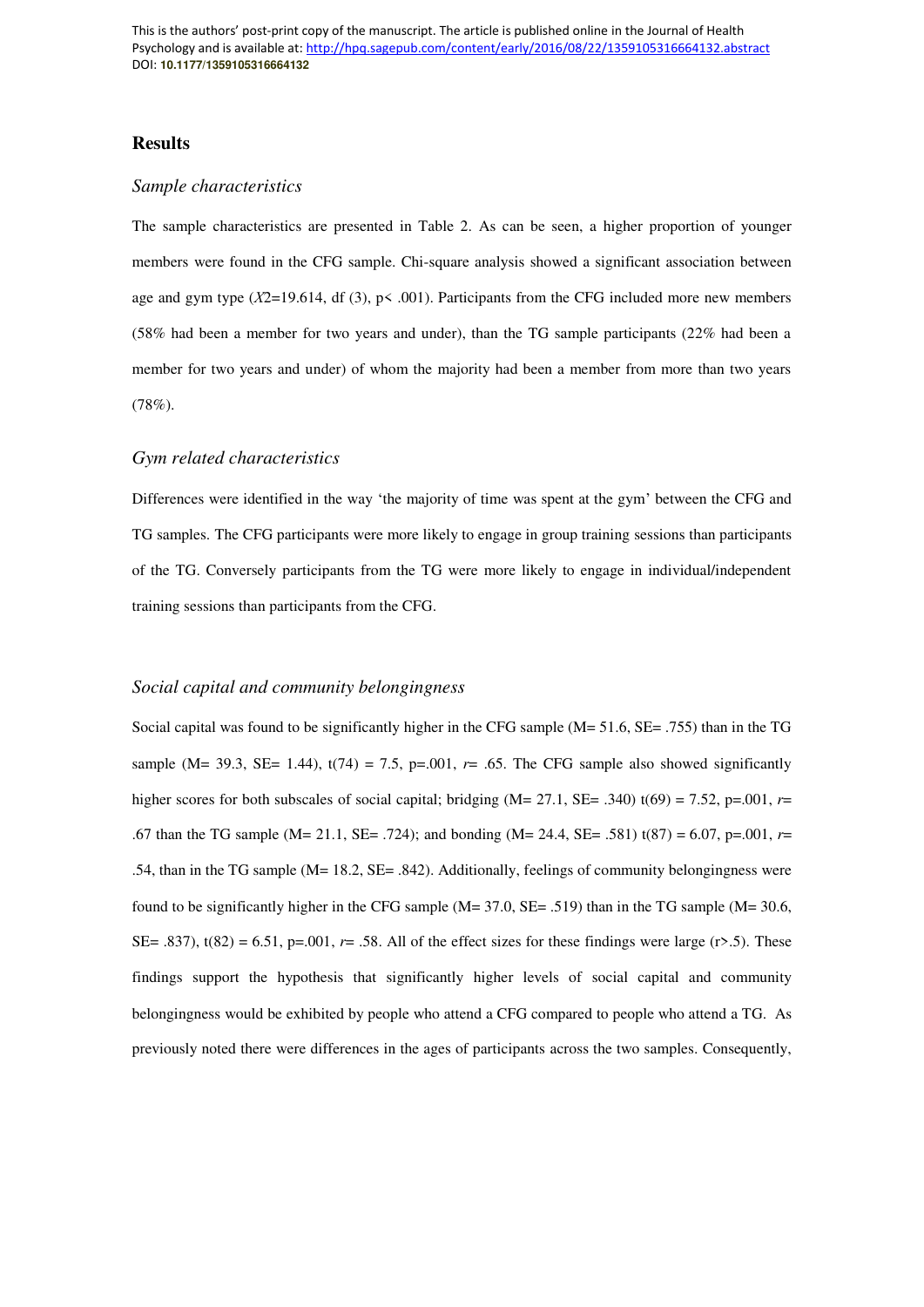## Results

### *Sample characteristics*

The sample characteristics are presented in Table 2. As can be seen, a higher proportion of younger members were found in the CFG sample. Chi-square analysis showed a significant association between age and gym type ($X2$=19.614, df (3), p< .001). Participants from the CFG included more new members (58% had been a member for two years and under), than the TG sample participants (22% had been a member for two years and under) of whom the majority had been a member from more than two years (78%).

### *Gym related characteristics*

Differences were identified in the way 'the majority of time was spent at the gym' between the CFG and TG samples. The CFG participants were more likely to engage in group training sessions than participants of the TG. Conversely participants from the TG were more likely to engage in individual/independent training sessions than participants from the CFG.

### *Social capital and community belongingness*

Social capital was found to be significantly higher in the CFG sample (M= 51.6, SE= .755) than in the TG sample (M= 39.3, SE= 1.44), t(74) = 7.5, p=.001, *r*= .65. The CFG sample also showed significantly higher scores for both subscales of social capital; bridging (M= 27.1, SE= .340) t(69) = 7.52, p=.001, *r*= .67 than the TG sample (M= 21.1, SE= .724); and bonding (M= 24.4, SE= .581) t(87) = 6.07, p=.001, *r*= .54, than in the TG sample (M= 18.2, SE= .842). Additionally, feelings of community belongingness were found to be significantly higher in the CFG sample (M= 37.0, SE= .519) than in the TG sample (M= 30.6, SE= .837), t(82) = 6.51, p=.001, *r*= .58. All of the effect sizes for these findings were large (r>.5). These findings support the hypothesis that significantly higher levels of social capital and community belongingness would be exhibited by people who attend a CFG compared to people who attend a TG. As previously noted there were differences in the ages of participants across the two samples. Consequently,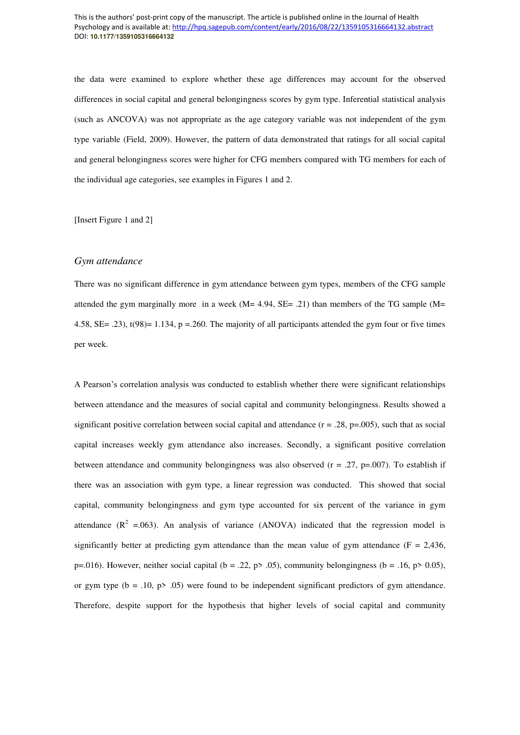the data were examined to explore whether these age differences may account for the observed differences in social capital and general belongingness scores by gym type. Inferential statistical analysis (such as ANCOVA) was not appropriate as the age category variable was not independent of the gym type variable (Field, 2009). However, the pattern of data demonstrated that ratings for all social capital and general belongingness scores were higher for CFG members compared with TG members for each of the individual age categories, see examples in Figures 1 and 2.

[Insert Figure 1 and 2]

### *Gym attendance*

There was no significant difference in gym attendance between gym types, members of the CFG sample attended the gym marginally more in a week (M= 4.94, SE= .21) than members of the TG sample (M= 4.58, SE= .23), $t(98)= 1.134$, $p = .260$. The majority of all participants attended the gym four or five times per week.

A Pearson's correlation analysis was conducted to establish whether there were significant relationships between attendance and the measures of social capital and community belongingness. Results showed a significant positive correlation between social capital and attendance ($r = .28$, $p=.005$), such that as social capital increases weekly gym attendance also increases. Secondly, a significant positive correlation between attendance and community belongingness was also observed ($r = .27$, $p=.007$). To establish if there was an association with gym type, a linear regression was conducted. This showed that social capital, community belongingness and gym type accounted for six percent of the variance in gym attendance ($R^2 =.063$). An analysis of variance (ANOVA) indicated that the regression model is significantly better at predicting gym attendance than the mean value of gym attendance ($F = 2,436$, $p=.016$). However, neither social capital ($b = .22$, $p> .05$), community belongingness ($b = .16$, $p> 0.05$), or gym type ($b = .10$, $p> .05$) were found to be independent significant predictors of gym attendance. Therefore, despite support for the hypothesis that higher levels of social capital and community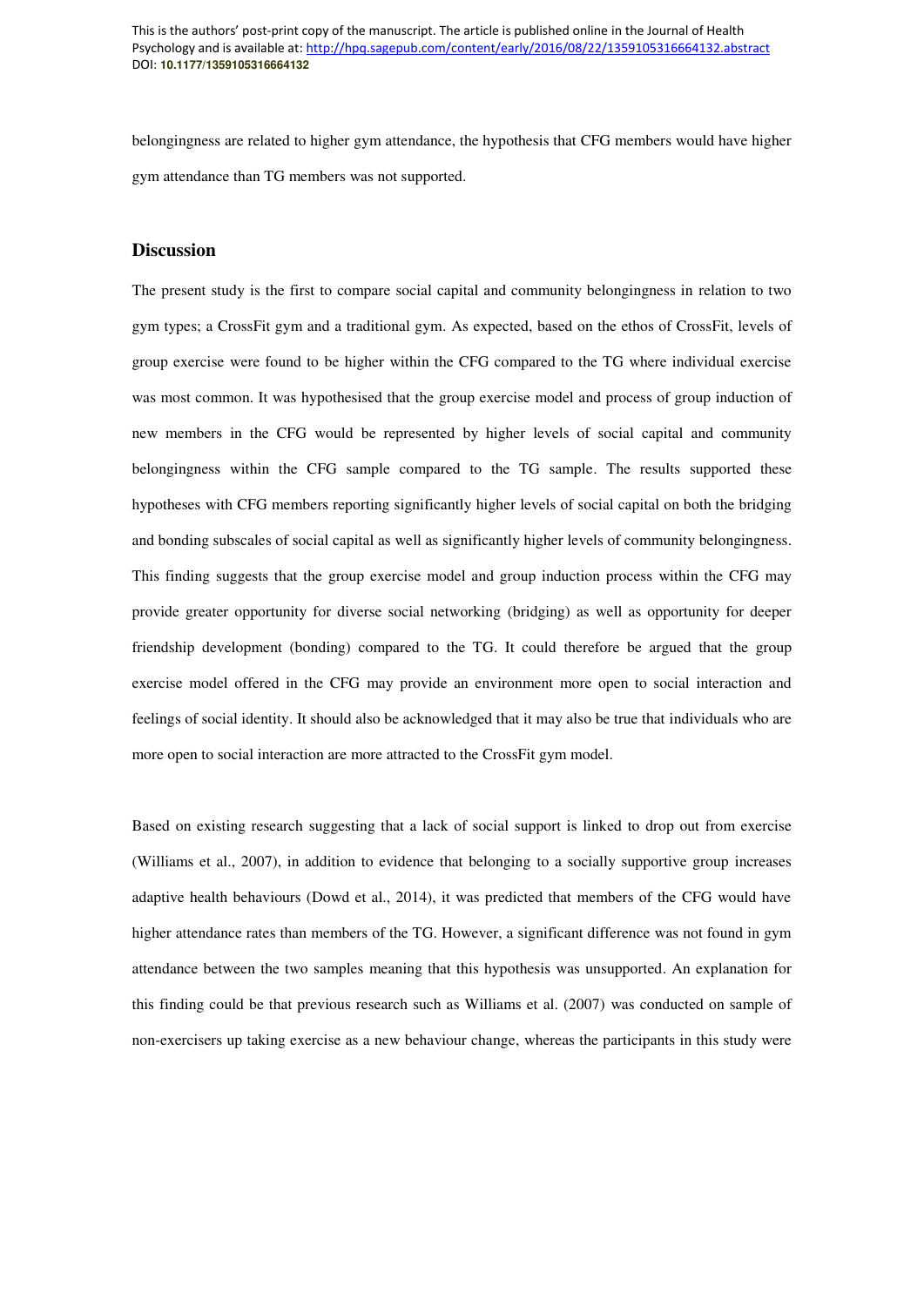belongingness are related to higher gym attendance, the hypothesis that CFG members would have higher gym attendance than TG members was not supported.

## Discussion

The present study is the first to compare social capital and community belongingness in relation to two gym types; a CrossFit gym and a traditional gym. As expected, based on the ethos of CrossFit, levels of group exercise were found to be higher within the CFG compared to the TG where individual exercise was most common. It was hypothesised that the group exercise model and process of group induction of new members in the CFG would be represented by higher levels of social capital and community belongingness within the CFG sample compared to the TG sample. The results supported these hypotheses with CFG members reporting significantly higher levels of social capital on both the bridging and bonding subscales of social capital as well as significantly higher levels of community belongingness. This finding suggests that the group exercise model and group induction process within the CFG may provide greater opportunity for diverse social networking (bridging) as well as opportunity for deeper friendship development (bonding) compared to the TG. It could therefore be argued that the group exercise model offered in the CFG may provide an environment more open to social interaction and feelings of social identity. It should also be acknowledged that it may also be true that individuals who are more open to social interaction are more attracted to the CrossFit gym model.

Based on existing research suggesting that a lack of social support is linked to drop out from exercise (Williams et al., 2007), in addition to evidence that belonging to a socially supportive group increases adaptive health behaviours (Dowd et al., 2014), it was predicted that members of the CFG would have higher attendance rates than members of the TG. However, a significant difference was not found in gym attendance between the two samples meaning that this hypothesis was unsupported. An explanation for this finding could be that previous research such as Williams et al. (2007) was conducted on sample of non-exercisers up taking exercise as a new behaviour change, whereas the participants in this study were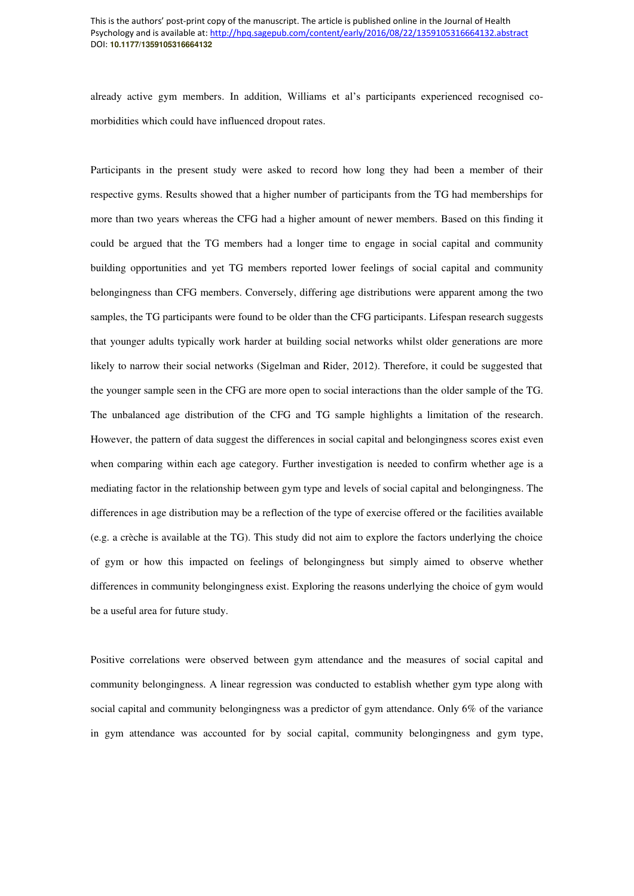already active gym members. In addition, Williams et al's participants experienced recognised co-morbidities which could have influenced dropout rates.

Participants in the present study were asked to record how long they had been a member of their respective gyms. Results showed that a higher number of participants from the TG had memberships for more than two years whereas the CFG had a higher amount of newer members. Based on this finding it could be argued that the TG members had a longer time to engage in social capital and community building opportunities and yet TG members reported lower feelings of social capital and community belongingness than CFG members. Conversely, differing age distributions were apparent among the two samples, the TG participants were found to be older than the CFG participants. Lifespan research suggests that younger adults typically work harder at building social networks whilst older generations are more likely to narrow their social networks (Sigelman and Rider, 2012). Therefore, it could be suggested that the younger sample seen in the CFG are more open to social interactions than the older sample of the TG. The unbalanced age distribution of the CFG and TG sample highlights a limitation of the research. However, the pattern of data suggest the differences in social capital and belongingness scores exist even when comparing within each age category. Further investigation is needed to confirm whether age is a mediating factor in the relationship between gym type and levels of social capital and belongingness. The differences in age distribution may be a reflection of the type of exercise offered or the facilities available (e.g. a crèche is available at the TG). This study did not aim to explore the factors underlying the choice of gym or how this impacted on feelings of belongingness but simply aimed to observe whether differences in community belongingness exist. Exploring the reasons underlying the choice of gym would be a useful area for future study.

Positive correlations were observed between gym attendance and the measures of social capital and community belongingness. A linear regression was conducted to establish whether gym type along with social capital and community belongingness was a predictor of gym attendance. Only 6% of the variance in gym attendance was accounted for by social capital, community belongingness and gym type,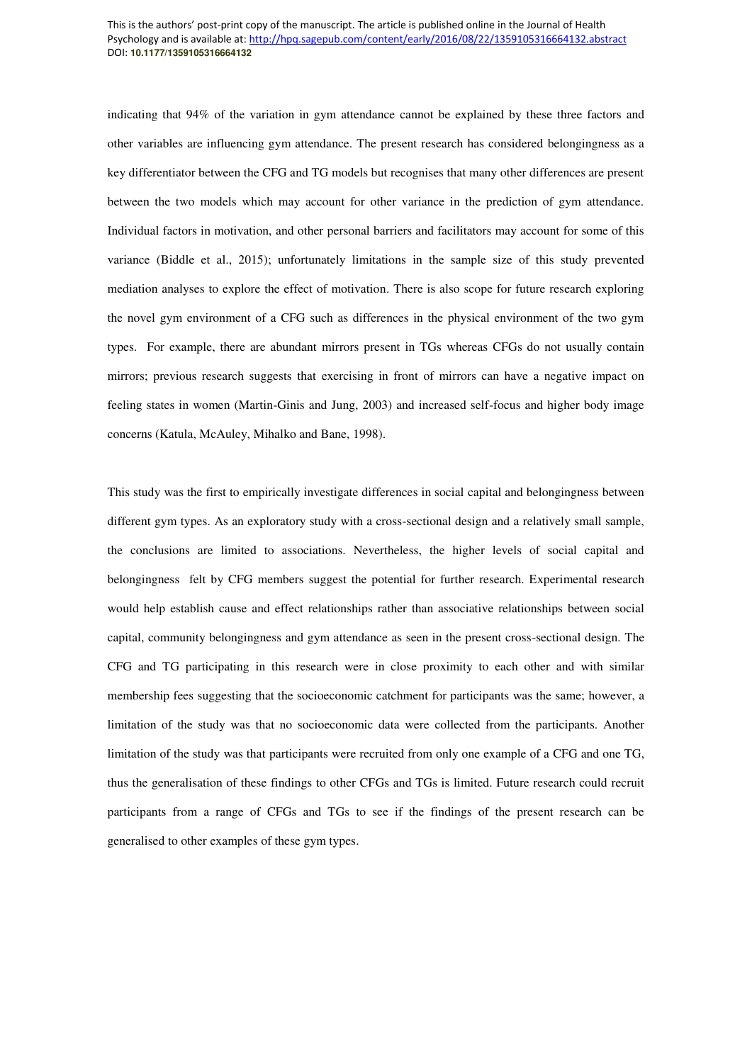indicating that 94% of the variation in gym attendance cannot be explained by these three factors and other variables are influencing gym attendance. The present research has considered belongingness as a key differentiator between the CFG and TG models but recognises that many other differences are present between the two models which may account for other variance in the prediction of gym attendance. Individual factors in motivation, and other personal barriers and facilitators may account for some of this variance (Biddle et al., 2015); unfortunately limitations in the sample size of this study prevented mediation analyses to explore the effect of motivation. There is also scope for future research exploring the novel gym environment of a CFG such as differences in the physical environment of the two gym types. For example, there are abundant mirrors present in TGs whereas CFGs do not usually contain mirrors; previous research suggests that exercising in front of mirrors can have a negative impact on feeling states in women (Martin-Ginis and Jung, 2003) and increased self-focus and higher body image concerns (Katula, McAuley, Mihalko and Bane, 1998).

This study was the first to empirically investigate differences in social capital and belongingness between different gym types. As an exploratory study with a cross-sectional design and a relatively small sample, the conclusions are limited to associations. Nevertheless, the higher levels of social capital and belongingness felt by CFG members suggest the potential for further research. Experimental research would help establish cause and effect relationships rather than associative relationships between social capital, community belongingness and gym attendance as seen in the present cross-sectional design. The CFG and TG participating in this research were in close proximity to each other and with similar membership fees suggesting that the socioeconomic catchment for participants was the same; however, a limitation of the study was that no socioeconomic data were collected from the participants. Another limitation of the study was that participants were recruited from only one example of a CFG and one TG, thus the generalisation of these findings to other CFGs and TGs is limited. Future research could recruit participants from a range of CFGs and TGs to see if the findings of the present research can be generalised to other examples of these gym types.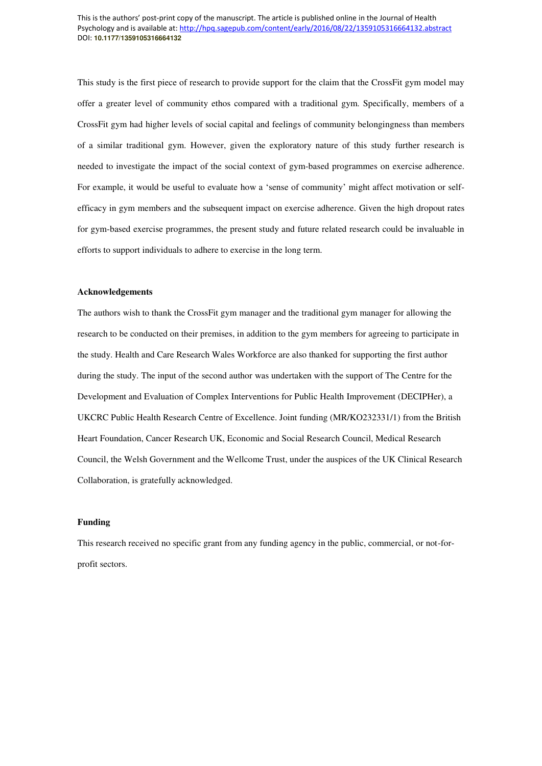This study is the first piece of research to provide support for the claim that the CrossFit gym model may offer a greater level of community ethos compared with a traditional gym. Specifically, members of a CrossFit gym had higher levels of social capital and feelings of community belongingness than members of a similar traditional gym. However, given the exploratory nature of this study further research is needed to investigate the impact of the social context of gym-based programmes on exercise adherence. For example, it would be useful to evaluate how a 'sense of community' might affect motivation or self-efficacy in gym members and the subsequent impact on exercise adherence. Given the high dropout rates for gym-based exercise programmes, the present study and future related research could be invaluable in efforts to support individuals to adhere to exercise in the long term.

### Acknowledgements

The authors wish to thank the CrossFit gym manager and the traditional gym manager for allowing the research to be conducted on their premises, in addition to the gym members for agreeing to participate in the study. Health and Care Research Wales Workforce are also thanked for supporting the first author during the study. The input of the second author was undertaken with the support of The Centre for the Development and Evaluation of Complex Interventions for Public Health Improvement (DECIPHer), a UKCRC Public Health Research Centre of Excellence. Joint funding (MR/KO232331/1) from the British Heart Foundation, Cancer Research UK, Economic and Social Research Council, Medical Research Council, the Welsh Government and the Wellcome Trust, under the auspices of the UK Clinical Research Collaboration, is gratefully acknowledged.

### Funding

This research received no specific grant from any funding agency in the public, commercial, or not-for-profit sectors.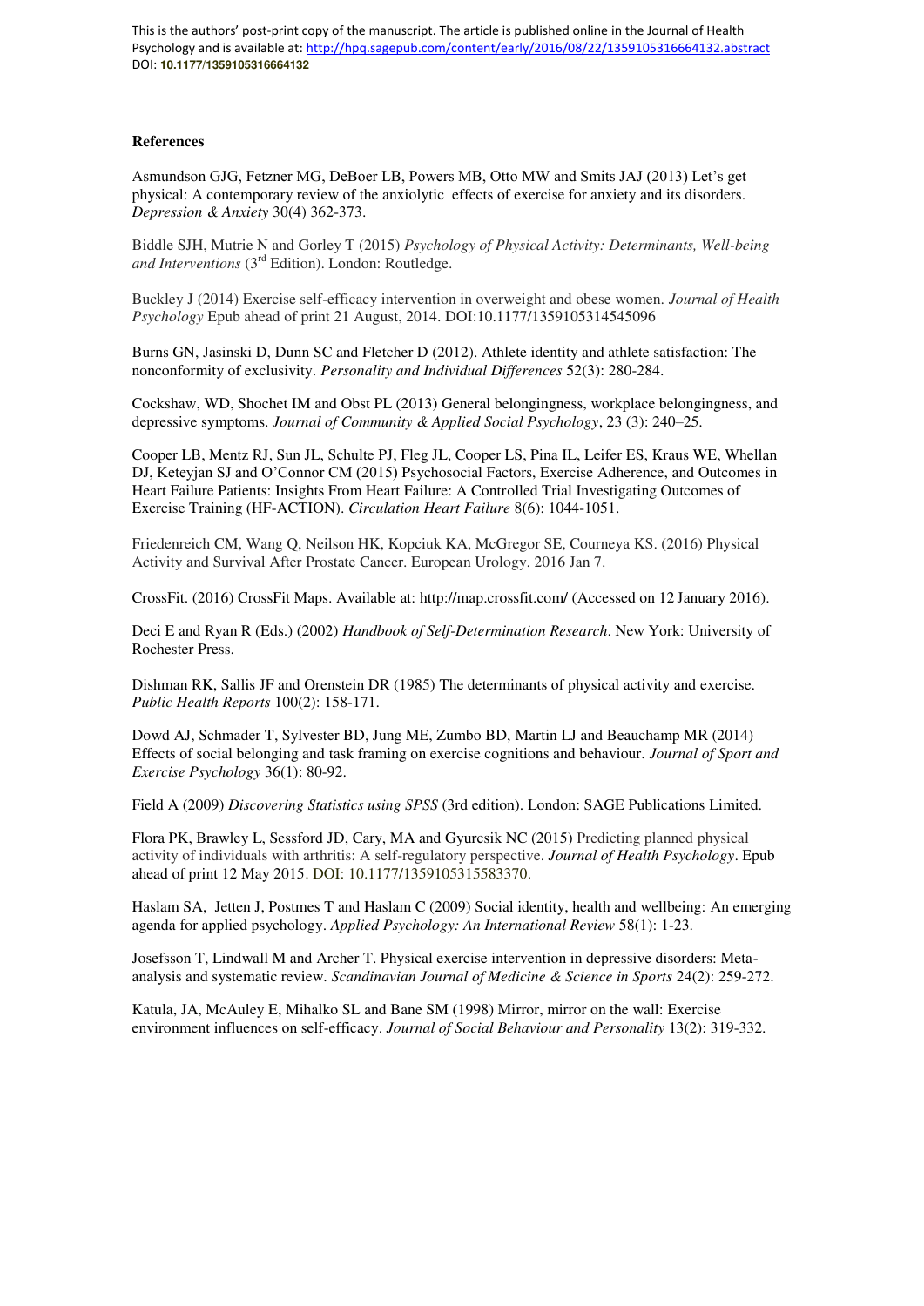## References

Asmundson GJG, Fetzner MG, DeBoer LB, Powers MB, Otto MW and Smits JAJ (2013) Let's get physical: A contemporary review of the anxiolytic effects of exercise for anxiety and its disorders. *Depression & Anxiety* 30(4) 362-373.

Biddle SJH, Mutrie N and Gorley T (2015) *Psychology of Physical Activity: Determinants, Well-being and Interventions* (3rd Edition). London: Routledge.

Buckley J (2014) Exercise self-efficacy intervention in overweight and obese women. *Journal of Health Psychology* Epub ahead of print 21 August, 2014. DOI:10.1177/1359105314545096

Burns GN, Jasinski D, Dunn SC and Fletcher D (2012). Athlete identity and athlete satisfaction: The nonconformity of exclusivity. *Personality and Individual Differences* 52(3): 280-284.

Cockshaw, WD, Shochet IM and Obst PL (2013) General belongingness, workplace belongingness, and depressive symptoms. *Journal of Community & Applied Social Psychology*, 23 (3): 240–25.

Cooper LB, Mentz RJ, Sun JL, Schulte PJ, Fleg JL, Cooper LS, Pina IL, Leifer ES, Kraus WE, Whellan DJ, Keteyjan SJ and O'Connor CM (2015) Psychosocial Factors, Exercise Adherence, and Outcomes in Heart Failure Patients: Insights From Heart Failure: A Controlled Trial Investigating Outcomes of Exercise Training (HF-ACTION). *Circulation Heart Failure* 8(6): 1044-1051.

Friedenreich CM, Wang Q, Neilson HK, Kopciuk KA, McGregor SE, Courneya KS. (2016) Physical Activity and Survival After Prostate Cancer. European Urology. 2016 Jan 7.

CrossFit. (2016) CrossFit Maps. Available at: http://map.crossfit.com/ (Accessed on 12 January 2016).

Deci E and Ryan R (Eds.) (2002) *Handbook of Self-Determination Research*. New York: University of Rochester Press.

Dishman RK, Sallis JF and Orenstein DR (1985) The determinants of physical activity and exercise. *Public Health Reports* 100(2): 158-171.

Dowd AJ, Schmader T, Sylvester BD, Jung ME, Zumbo BD, Martin LJ and Beauchamp MR (2014) Effects of social belonging and task framing on exercise cognitions and behaviour. *Journal of Sport and Exercise Psychology* 36(1): 80-92.

Field A (2009) *Discovering Statistics using SPSS* (3rd edition). London: SAGE Publications Limited.

Flora PK, Brawley L, Sessford JD, Cary, MA and Gyurcsik NC (2015) Predicting planned physical activity of individuals with arthritis: A self-regulatory perspective. *Journal of Health Psychology*. Epub ahead of print 12 May 2015. DOI: 10.1177/1359105315583370.

Haslam SA, Jetten J, Postmes T and Haslam C (2009) Social identity, health and wellbeing: An emerging agenda for applied psychology. *Applied Psychology: An International Review* 58(1): 1-23.

Josefsson T, Lindwall M and Archer T. Physical exercise intervention in depressive disorders: Meta-analysis and systematic review. *Scandinavian Journal of Medicine & Science in Sports* 24(2): 259-272.

Katula, JA, McAuley E, Mihalko SL and Bane SM (1998) Mirror, mirror on the wall: Exercise environment influences on self-efficacy. *Journal of Social Behaviour and Personality* 13(2): 319-332.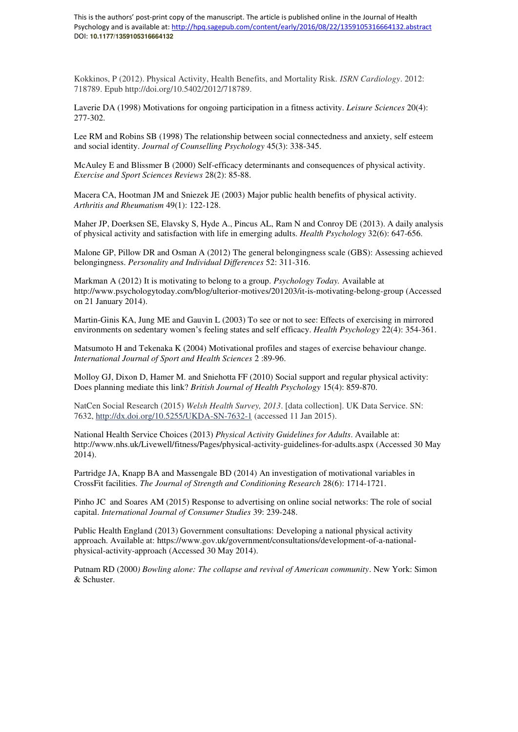Kokkinos, P (2012). Physical Activity, Health Benefits, and Mortality Risk. *ISRN Cardiology*. 2012: 718789. Epub http://doi.org/10.5402/2012/718789.

Laverie DA (1998) Motivations for ongoing participation in a fitness activity. *Leisure Sciences* 20(4): 277-302.

Lee RM and Robins SB (1998) The relationship between social connectedness and anxiety, self esteem and social identity. *Journal of Counselling Psychology* 45(3): 338-345.

McAuley E and Blissmer B (2000) Self-efficacy determinants and consequences of physical activity. *Exercise and Sport Sciences Reviews* 28(2): 85-88.

Macera CA, Hootman JM and Sniezek JE (2003) Major public health benefits of physical activity. *Arthritis and Rheumatism* 49(1): 122-128.

Maher JP, Doerksen SE, Elavsky S, Hyde A., Pincus AL, Ram N and Conroy DE (2013). A daily analysis of physical activity and satisfaction with life in emerging adults. *Health Psychology* 32(6): 647-656.

Malone GP, Pillow DR and Osman A (2012) The general belongingness scale (GBS): Assessing achieved belongingness. *Personality and Individual Differences* 52: 311-316.

Markman A (2012) It is motivating to belong to a group. *Psychology Today.* Available at http://www.psychologytoday.com/blog/ulterior-motives/201203/it-is-motivating-belong-group (Accessed on 21 January 2014).

Martin-Ginis KA, Jung ME and Gauvin L (2003) To see or not to see: Effects of exercising in mirrored environments on sedentary women's feeling states and self efficacy. *Health Psychology* 22(4): 354-361.

Matsumoto H and Tekenaka K (2004) Motivational profiles and stages of exercise behaviour change. *International Journal of Sport and Health Sciences* 2 :89-96.

Molloy GJ, Dixon D, Hamer M. and Sniehotta FF (2010) Social support and regular physical activity: Does planning mediate this link? *British Journal of Health Psychology* 15(4): 859-870.

NatCen Social Research (2015) *Welsh Health Survey, 2013*. [data collection]. UK Data Service. SN: 7632, http://dx.doi.org/10.5255/UKDA-SN-7632-1 (accessed 11 Jan 2015).

National Health Service Choices (2013) *Physical Activity Guidelines for Adults*. Available at: http://www.nhs.uk/Livewell/fitness/Pages/physical-activity-guidelines-for-adults.aspx (Accessed 30 May 2014).

Partridge JA, Knapp BA and Massengale BD (2014) An investigation of motivational variables in CrossFit facilities. *The Journal of Strength and Conditioning Research* 28(6): 1714-1721.

Pinho JC and Soares AM (2015) Response to advertising on online social networks: The role of social capital. *International Journal of Consumer Studies* 39: 239-248.

Public Health England (2013) Government consultations: Developing a national physical activity approach. Available at: https://www.gov.uk/government/consultations/development-of-a-national-physical-activity-approach (Accessed 30 May 2014).

Putnam RD (2000*) Bowling alone: The collapse and revival of American community*. New York: Simon & Schuster.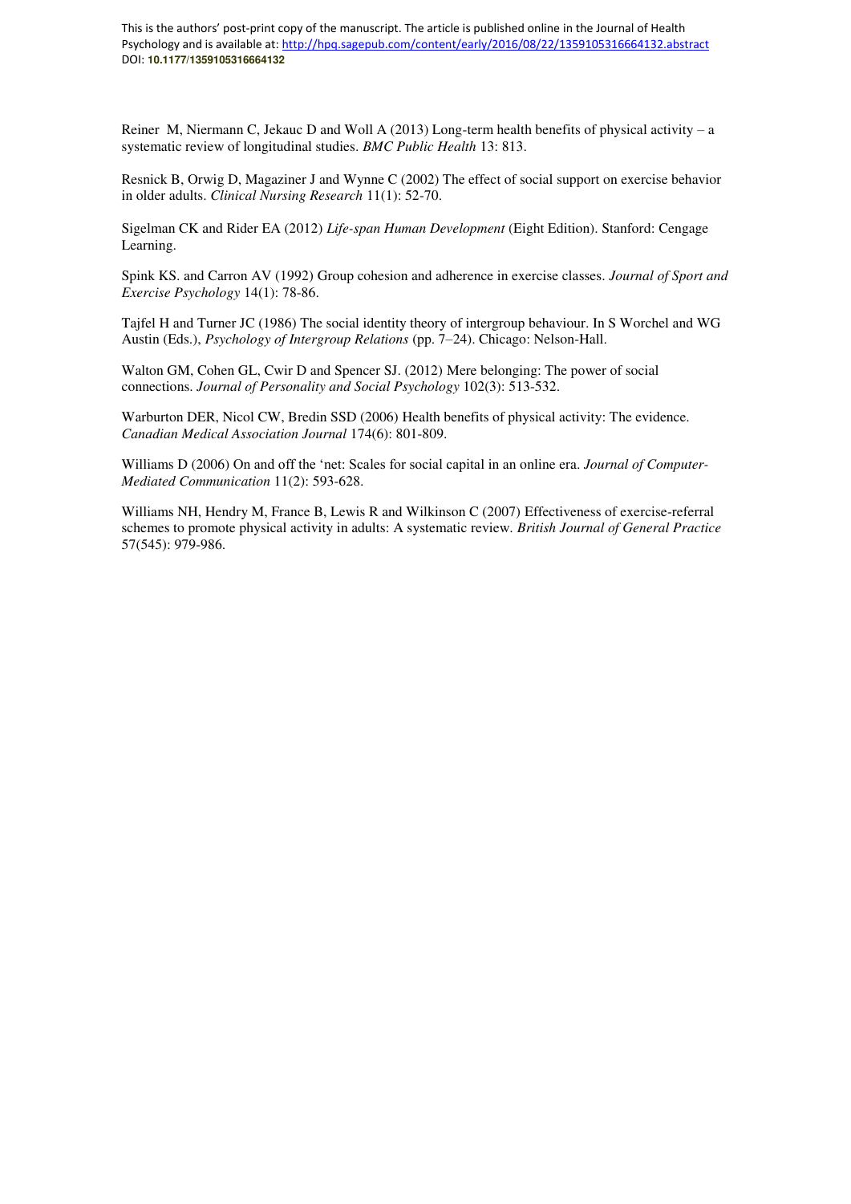Reiner M, Niermann C, Jekauc D and Woll A (2013) Long-term health benefits of physical activity – a systematic review of longitudinal studies. *BMC Public Health* 13: 813.

Resnick B, Orwig D, Magaziner J and Wynne C (2002) The effect of social support on exercise behavior in older adults. *Clinical Nursing Research* 11(1): 52-70.

Sigelman CK and Rider EA (2012) *Life-span Human Development* (Eight Edition). Stanford: Cengage Learning.

Spink KS. and Carron AV (1992) Group cohesion and adherence in exercise classes. *Journal of Sport and Exercise Psychology* 14(1): 78-86.

Tajfel H and Turner JC (1986) The social identity theory of intergroup behaviour. In S Worchel and WG Austin (Eds.), *Psychology of Intergroup Relations* (pp. 7–24). Chicago: Nelson-Hall.

Walton GM, Cohen GL, Cwir D and Spencer SJ. (2012) Mere belonging: The power of social connections. *Journal of Personality and Social Psychology* 102(3): 513-532.

Warburton DER, Nicol CW, Bredin SSD (2006) Health benefits of physical activity: The evidence. *Canadian Medical Association Journal* 174(6): 801-809.

Williams D (2006) On and off the 'net: Scales for social capital in an online era. *Journal of Computer-Mediated Communication* 11(2): 593-628.

Williams NH, Hendry M, France B, Lewis R and Wilkinson C (2007) Effectiveness of exercise-referral schemes to promote physical activity in adults: A systematic review. *British Journal of General Practice* 57(545): 979-986.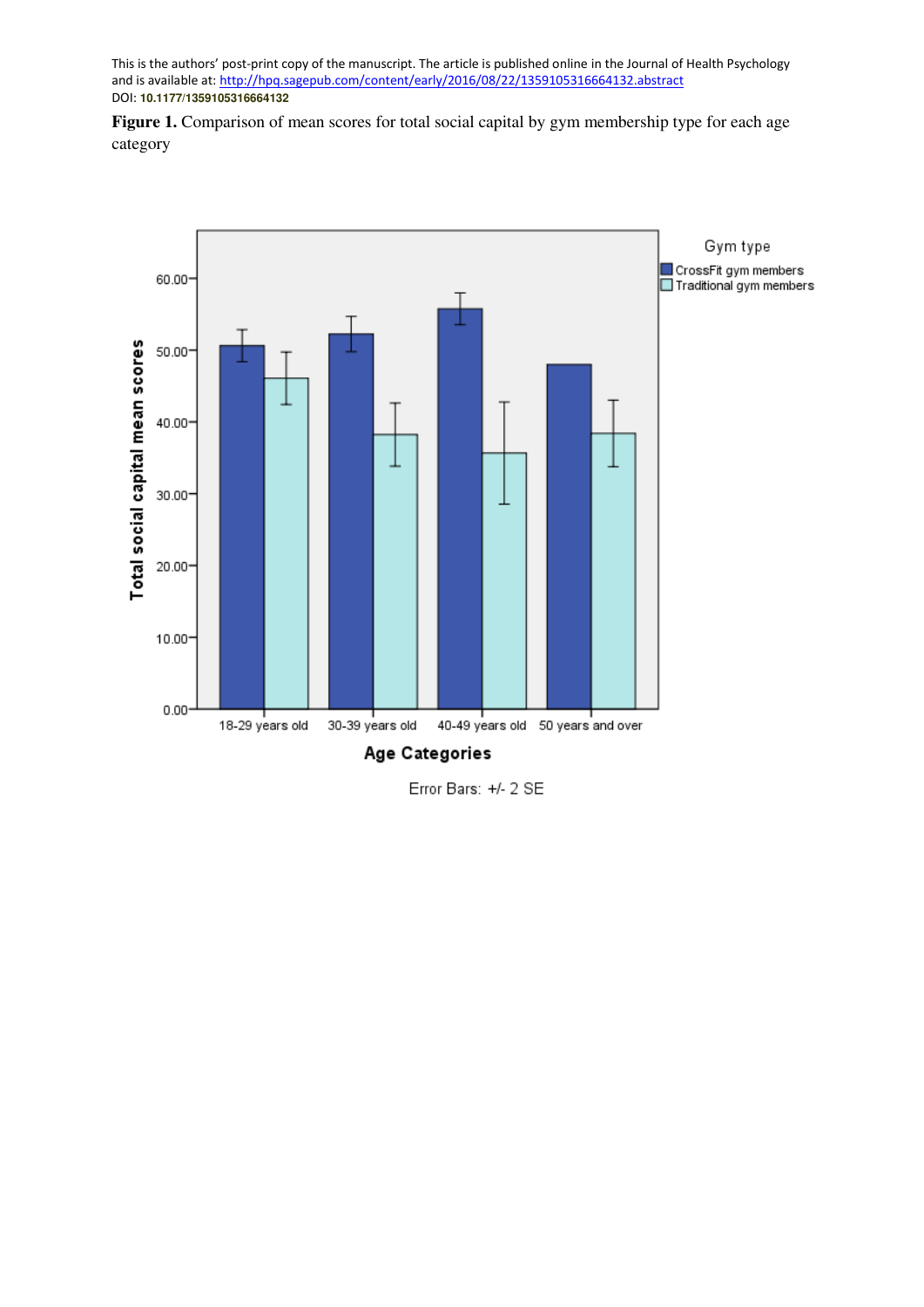This is the authors' post-print copy of the manuscript. The article is published online in the Journal of Health Psychology and is available at: http://hpq.sagepub.com/content/early/2016/08/22/1359105316664132.abstract
DOI: **10.1177/1359105316664132**

**Figure 1.** Comparison of mean scores for total social capital by gym membership type for each age category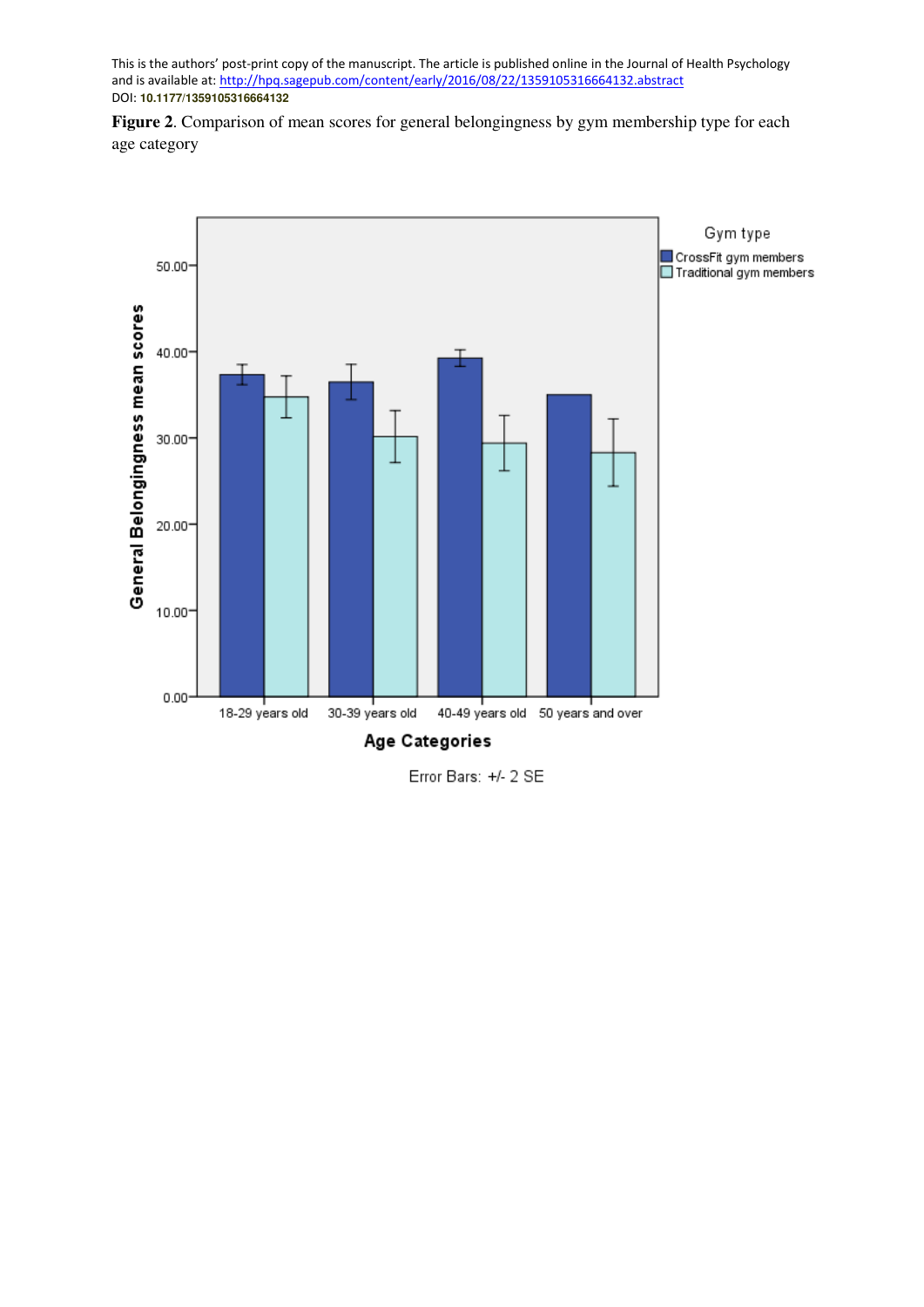This is the authors' post-print copy of the manuscript. The article is published online in the Journal of Health Psychology and is available at: http://hpq.sagepub.com/content/early/2016/08/22/1359105316664132.abstract
DOI: 10.1177/1359105316664132

**Figure 2**. Comparison of mean scores for general belongingness by gym membership type for each age category

Gym type
CrossFit gym members
Traditional gym members

General Belongingness mean scores

50.00
40.00
30.00
20.00
10.00
0.00

18-29 years old
30-39 years old
40-49 years old
50 years and over

Age Categories

Error Bars: +/- 2 SE